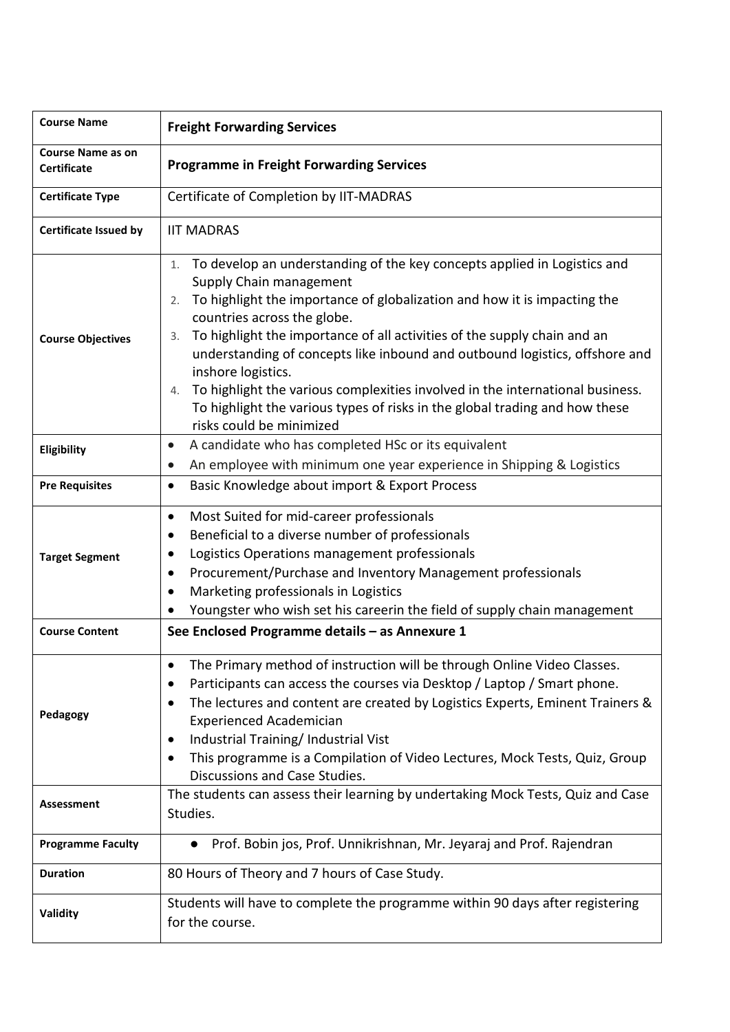| Course Name | **Freight Forwarding Services** |
|---|---|
| Course Name as on Certificate | **Programme in Freight Forwarding Services** |
| Certificate Type | Certificate of Completion by IIT-MADRAS |
| Certificate Issued by | IIT MADRAS |
| Course Objectives | 1. To develop an understanding of the key concepts applied in Logistics and Supply Chain management<br>2. To highlight the importance of globalization and how it is impacting the countries across the globe.<br>3. To highlight the importance of all activities of the supply chain and an understanding of concepts like inbound and outbound logistics, offshore and inshore logistics.<br>4. To highlight the various complexities involved in the international business. To highlight the various types of risks in the global trading and how these risks could be minimized |
| Eligibility | • A candidate who has completed HSc or its equivalent<br>• An employee with minimum one year experience in Shipping & Logistics |
| Pre Requisites | • Basic Knowledge about import & Export Process |
| Target Segment | • Most Suited for mid-career professionals<br>• Beneficial to a diverse number of professionals<br>• Logistics Operations management professionals<br>• Procurement/Purchase and Inventory Management professionals<br>• Marketing professionals in Logistics<br>• Youngster who wish set his careerin the field of supply chain management |
| Course Content | **See Enclosed Programme details – as Annexure 1** |
| Pedagogy | • The Primary method of instruction will be through Online Video Classes.<br>• Participants can access the courses via Desktop / Laptop / Smart phone.<br>• The lectures and content are created by Logistics Experts, Eminent Trainers & Experienced Academician<br>• Industrial Training/ Industrial Vist<br>• This programme is a Compilation of Video Lectures, Mock Tests, Quiz, Group Discussions and Case Studies. |
| Assessment | The students can assess their learning by undertaking Mock Tests, Quiz and Case Studies. |
| Programme Faculty | • Prof. Bobin jos, Prof. Unnikrishnan, Mr. Jeyaraj and Prof. Rajendran |
| Duration | 80 Hours of Theory and 7 hours of Case Study. |
| Validity | Students will have to complete the programme within 90 days after registering for the course. |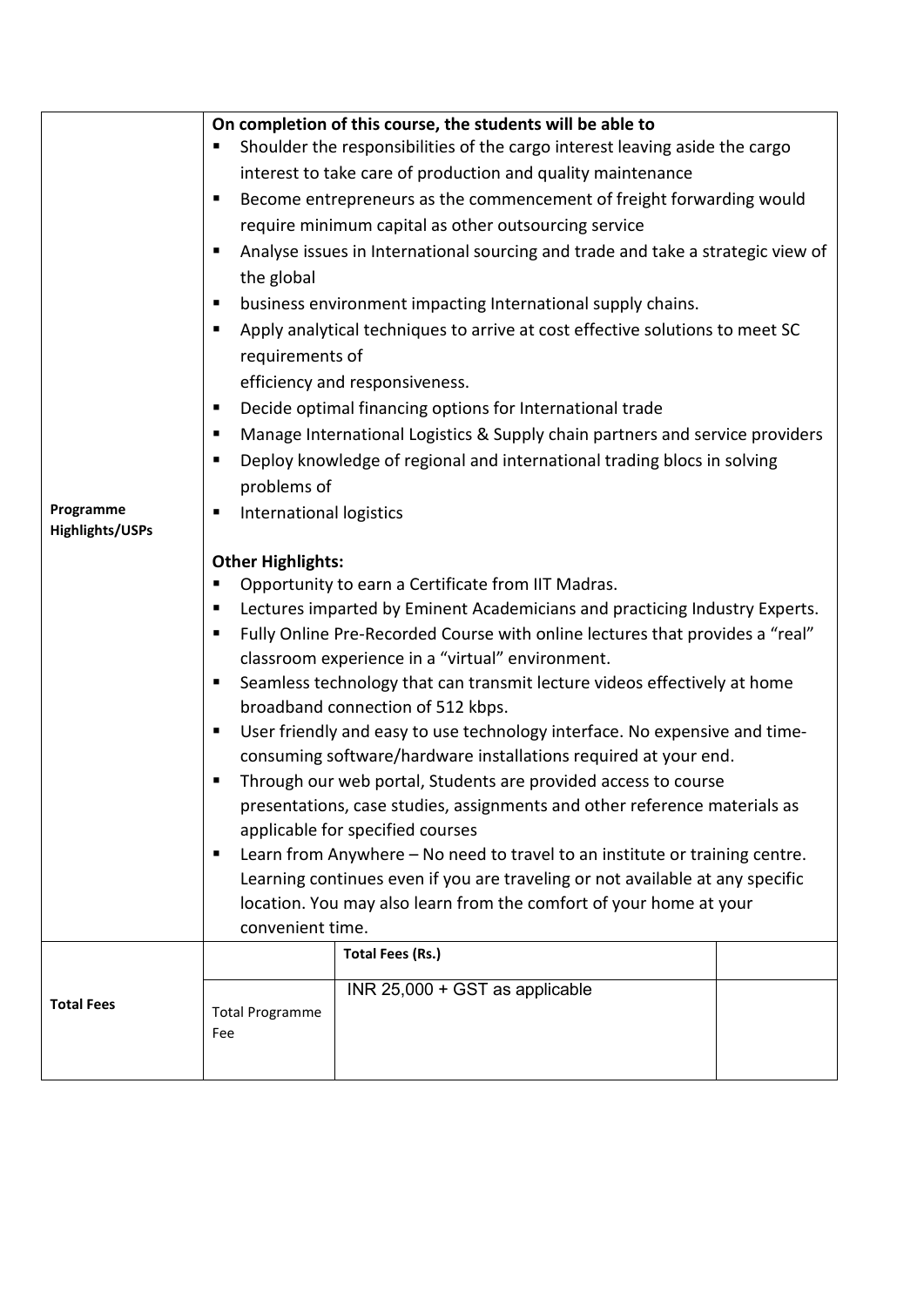| | | | |
|---|---|---|---|
| **Programme Highlights/USPs** | **On completion of this course, the students will be able to**<br>▪ Shoulder the responsibilities of the cargo interest leaving aside the cargo interest to take care of production and quality maintenance<br>▪ Become entrepreneurs as the commencement of freight forwarding would require minimum capital as other outsourcing service<br>▪ Analyse issues in International sourcing and trade and take a strategic view of the global<br>▪ business environment impacting International supply chains.<br>▪ Apply analytical techniques to arrive at cost effective solutions to meet SC requirements of efficiency and responsiveness.<br>▪ Decide optimal financing options for International trade<br>▪ Manage International Logistics & Supply chain partners and service providers<br>▪ Deploy knowledge of regional and international trading blocs in solving problems of<br>▪ International logistics<br><br>**Other Highlights:**<br>▪ Opportunity to earn a Certificate from IIT Madras.<br>▪ Lectures imparted by Eminent Academicians and practicing Industry Experts.<br>▪ Fully Online Pre-Recorded Course with online lectures that provides a "real" classroom experience in a "virtual" environment.<br>▪ Seamless technology that can transmit lecture videos effectively at home broadband connection of 512 kbps.<br>▪ User friendly and easy to use technology interface. No expensive and time-consuming software/hardware installations required at your end.<br>▪ Through our web portal, Students are provided access to course presentations, case studies, assignments and other reference materials as applicable for specified courses<br>▪ Learn from Anywhere – No need to travel to an institute or training centre. Learning continues even if you are traveling or not available at any specific location. You may also learn from the comfort of your home at your convenient time. | | |
| **Total Fees** | | **Total Fees (Rs.)** | |
| | Total Programme Fee | INR 25,000 + GST as applicable | |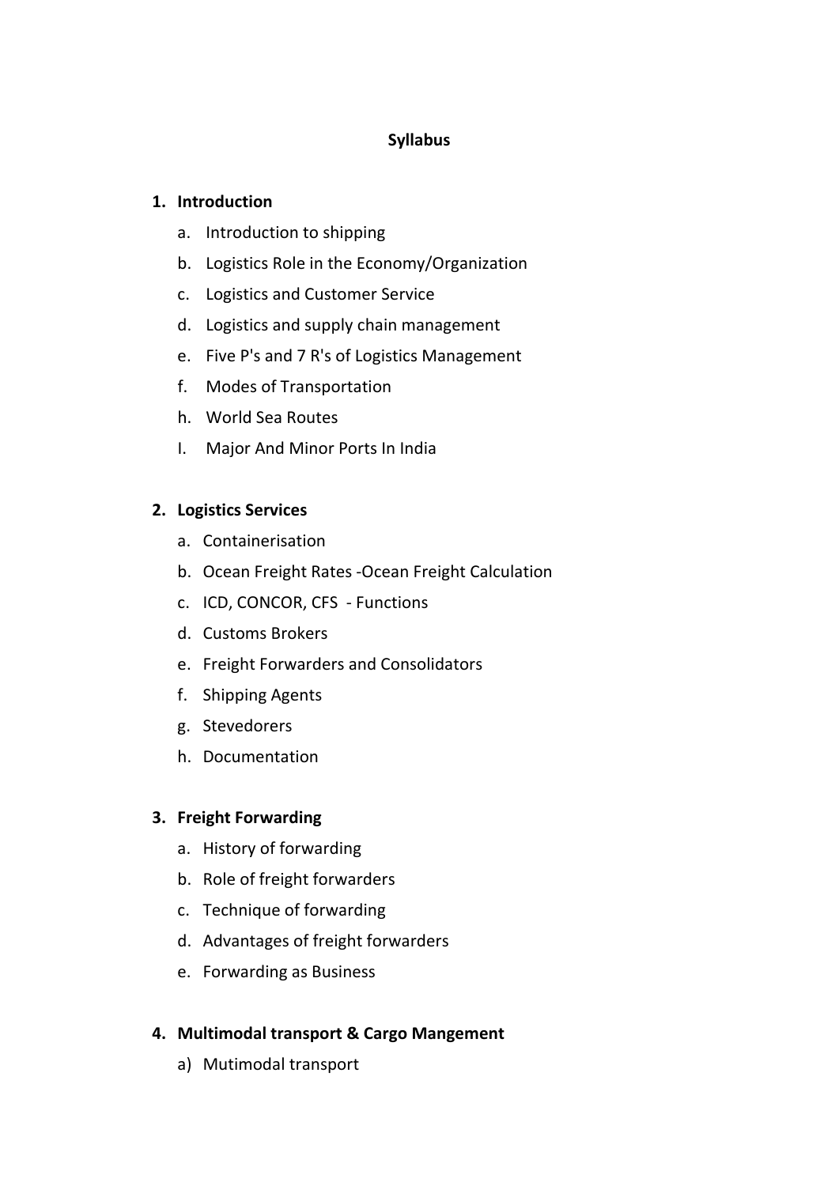# Syllabus

1. **Introduction**
   - a. Introduction to shipping
   - b. Logistics Role in the Economy/Organization
   - c. Logistics and Customer Service
   - d. Logistics and supply chain management
   - e. Five P's and 7 R's of Logistics Management
   - f. Modes of Transportation
   - h. World Sea Routes
   - I. Major And Minor Ports In India

2. **Logistics Services**
   - a. Containerisation
   - b. Ocean Freight Rates -Ocean Freight Calculation
   - c. ICD, CONCOR, CFS - Functions
   - d. Customs Brokers
   - e. Freight Forwarders and Consolidators
   - f. Shipping Agents
   - g. Stevedorers
   - h. Documentation

3. **Freight Forwarding**
   - a. History of forwarding
   - b. Role of freight forwarders
   - c. Technique of forwarding
   - d. Advantages of freight forwarders
   - e. Forwarding as Business

4. **Multimodal transport & Cargo Mangement**
   - a) Mutimodal transport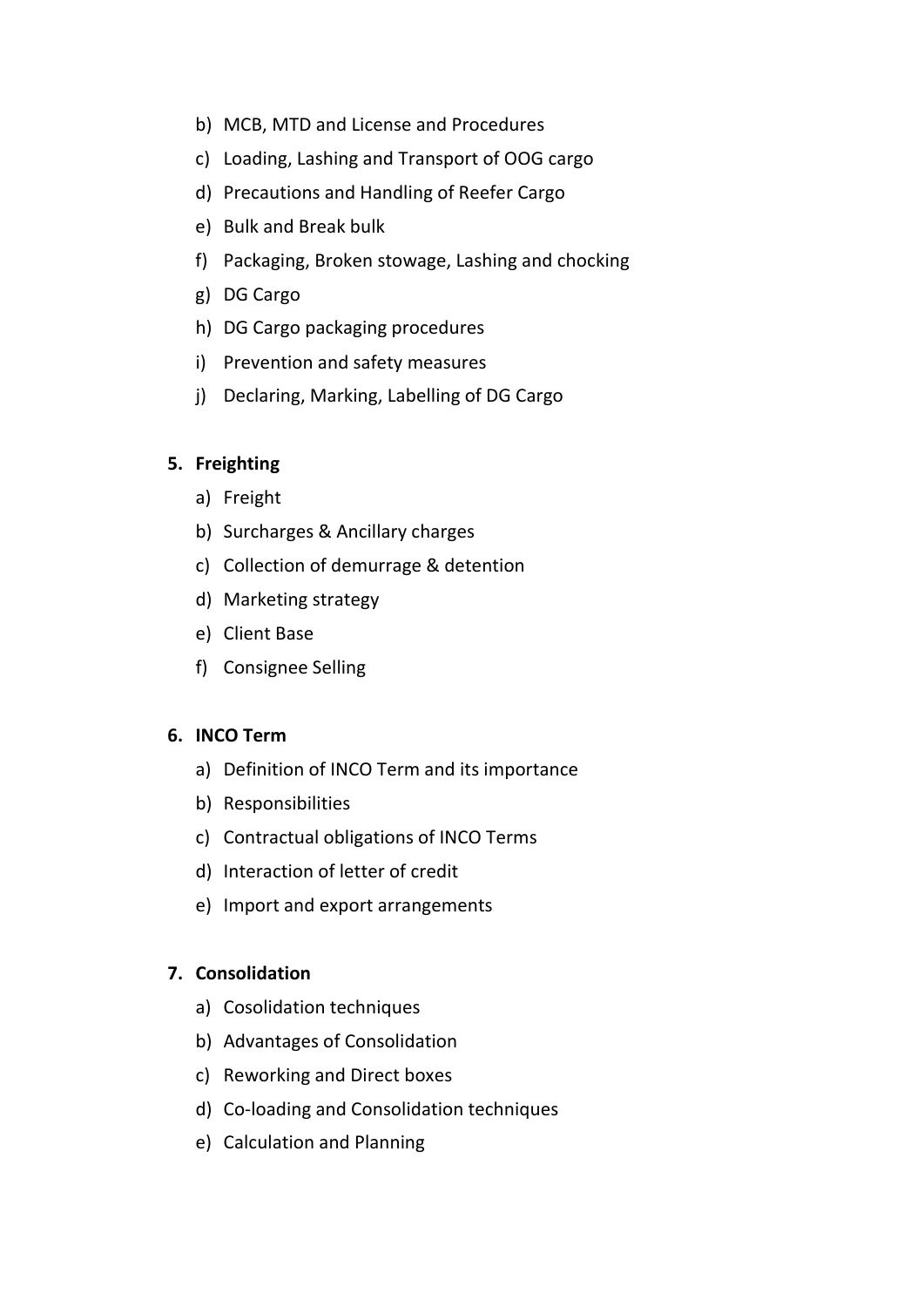b) MCB, MTD and License and Procedures
c) Loading, Lashing and Transport of OOG cargo
d) Precautions and Handling of Reefer Cargo
e) Bulk and Break bulk
f) Packaging, Broken stowage, Lashing and chocking
g) DG Cargo
h) DG Cargo packaging procedures
i) Prevention and safety measures
j) Declaring, Marking, Labelling of DG Cargo

**5. Freighting**

a) Freight
b) Surcharges & Ancillary charges
c) Collection of demurrage & detention
d) Marketing strategy
e) Client Base
f) Consignee Selling

**6. INCO Term**

a) Definition of INCO Term and its importance
b) Responsibilities
c) Contractual obligations of INCO Terms
d) Interaction of letter of credit
e) Import and export arrangements

**7. Consolidation**

a) Cosolidation techniques
b) Advantages of Consolidation
c) Reworking and Direct boxes
d) Co-loading and Consolidation techniques
e) Calculation and Planning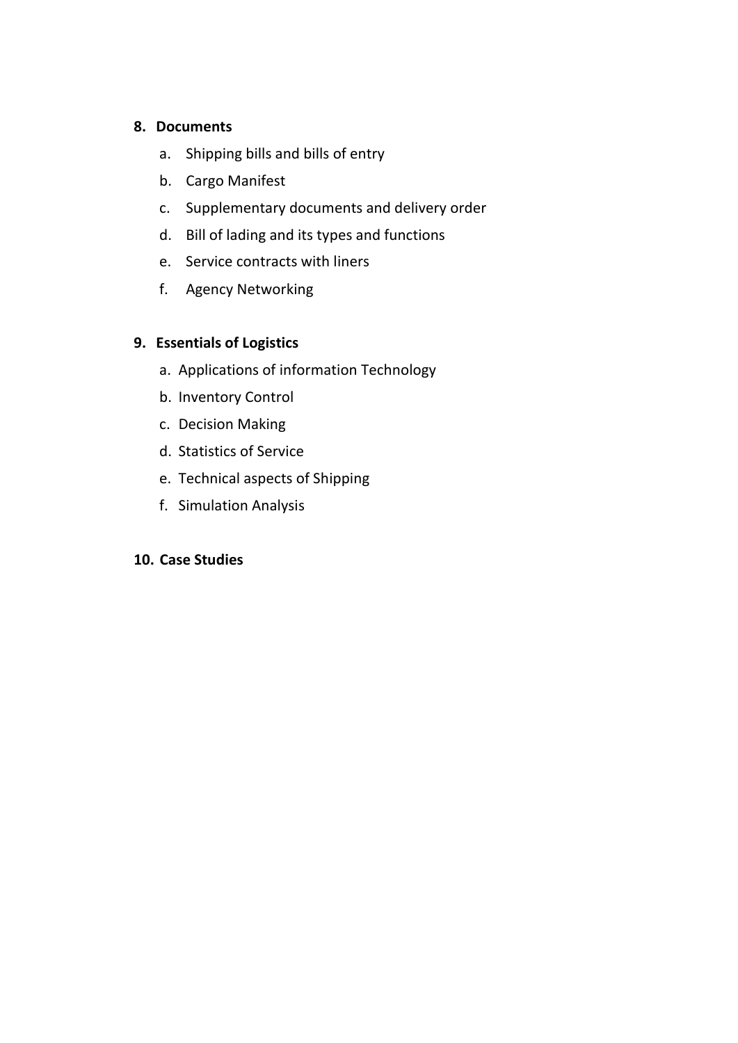**8. Documents**

a. Shipping bills and bills of entry
b. Cargo Manifest
c. Supplementary documents and delivery order
d. Bill of lading and its types and functions
e. Service contracts with liners
f. Agency Networking

**9. Essentials of Logistics**

a. Applications of information Technology
b. Inventory Control
c. Decision Making
d. Statistics of Service
e. Technical aspects of Shipping
f. Simulation Analysis

**10. Case Studies**